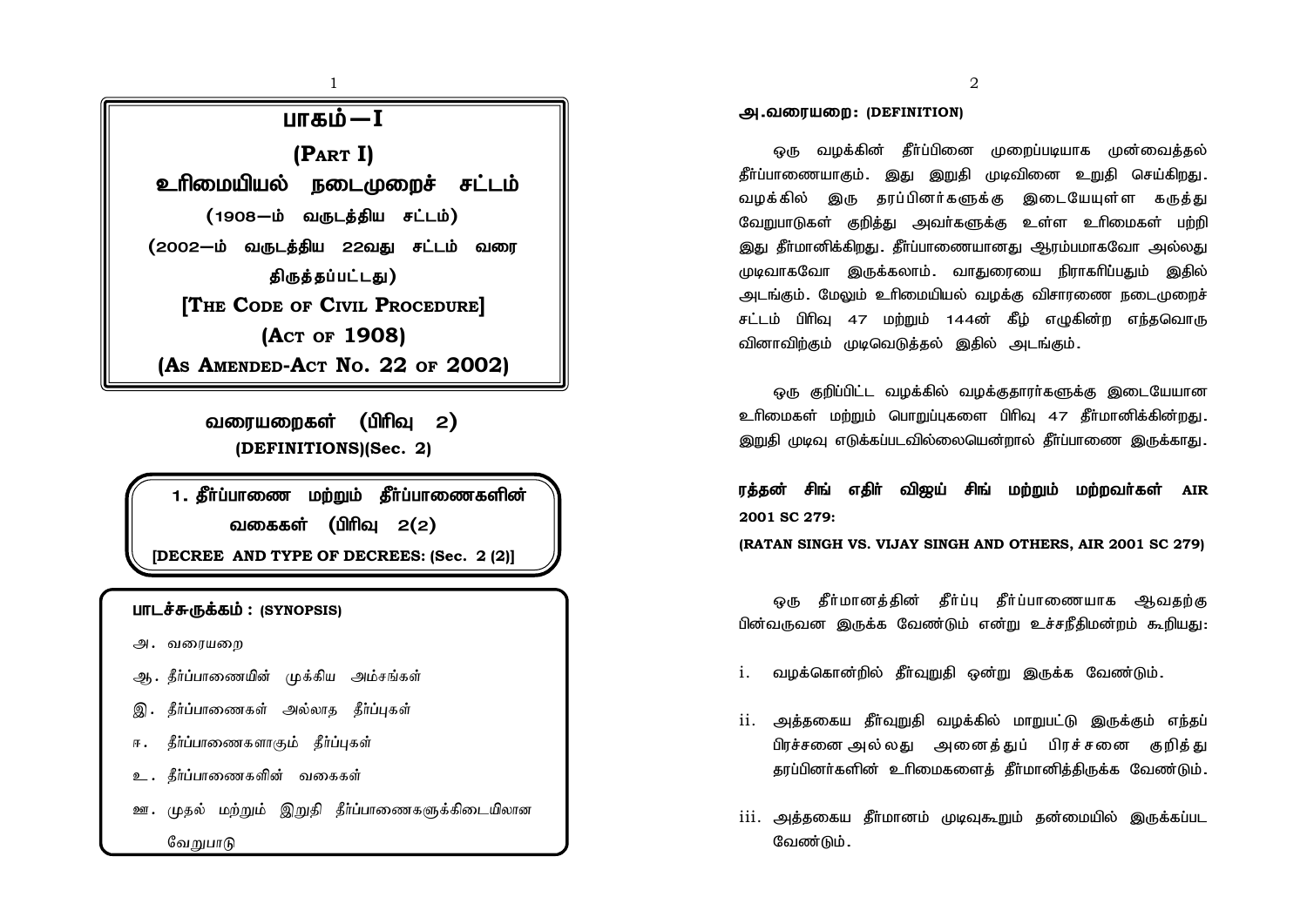# பாகம்—I

# (PART I)

# உரிமையியல் நடைமுறைச் சட்டம்

**(1908—ம் வருடத்திய சட்டம்)**

**(2002—ம் வருடத்திய 22வது சட்டம் வரை திருத்தப்பட்டது)**

**[THE CODE OF CIVIL PROCEDURE]**

**(ACT OF 1908)**

**(AS AMENDED-ACT NO. 22 OF 2002)**

## வரையறைகள் (பிரிவு 2)

## (DEFINITIONS)(Sec. 2)

### 1. தீர்ப்பாணை மற்றும் தீர்ப்பாணைகளின் வகைகள் (பிரிவு 2(2)

### [DECREE AND TYPE OF DECREES: (Sec. 2 (2)]

**பாடச்சுருக்கம் : (SYNOPSIS)**

அ. வரையறை

ஆ. தீர்ப்பாணையின் முக்கிய அம்சங்கள்

இ. தீர்ப்பாணைகள் அல்லாத தீர்ப்புகள்

ஈ. தீர்ப்பாணைகளாகும் தீர்ப்புகள்

உ. தீர்ப்பாணைகளின் வகைகள்

ஊ. முதல் மற்றும் இறுதி தீர்ப்பாணைகளுக்கிடையிலான வேறுபாடு

**அ.வரையறை: (DEFINITION)**

ஒரு வழக்கின் தீர்ப்பினை முறைப்படியாக முன்வைத்தல் தீர்ப்பாணையாகும். இது இறுதி முடிவினை உறுதி செய்கிறது. வழக்கில் இரு தரப்பினர்களுக்கு இடையேயுள்ள கருத்து வேறுபாடுகள் குறித்து அவர்களுக்கு உள்ள உரிமைகள் பற்றி இது தீர்மானிக்கிறது. தீர்ப்பாணையானது ஆரம்பமாகவோ அல்லது முடிவாகவோ இருக்கலாம். வாதுரையை நிராகரிப்பதும் இதில் அடங்கும். மேலும் உரிமையியல் வழக்கு விசாரணை நடைமுறைச் சட்டம் பிரிவு 47 மற்றும் 144ன் கீழ் எழுகின்ற எந்தவொரு வினாவிற்கும் முடிவெடுத்தல் இதில் அடங்கும்.

ஒரு குறிப்பிட்ட வழக்கில் வழக்குதாரர்களுக்கு இடையேயான உரிமைகள் மற்றும் பொறுப்புகளை பிரிவு 47 தீர்மானிக்கின்றது. இறுதி முடிவு எடுக்கப்படவில்லையென்றால் தீர்ப்பாணை இருக்காது.

**ரத்தன் சிங் எதிர் விஜய் சிங் மற்றும் மற்றவர்கள் AIR 2001 SC 279:**

**(RATAN SINGH VS. VIJAY SINGH AND OTHERS, AIR 2001 SC 279)**

ஒரு தீர்மானத்தின் தீர்ப்பு தீர்ப்பாணையாக ஆவதற்கு பின்வருவன இருக்க வேண்டும் என்று உச்சநீதிமன்றம் கூறியது:

i. வழக்கொன்றில் தீர்வுறுதி ஒன்று இருக்க வேண்டும்.

ii. அத்தகைய தீர்வுறுதி வழக்கில் மாறுபட்டு இருக்கும் எந்தப் பிரச்சனை அல்லது அனைத்துப் பிரச்சனை குறித்து தரப்பினர்களின் உரிமைகளைத் தீர்மானித்திருக்க வேண்டும்.

iii. அத்தகைய தீர்மானம் முடிவுகூறும் தன்மையில் இருக்கப்பட வேண்டும்.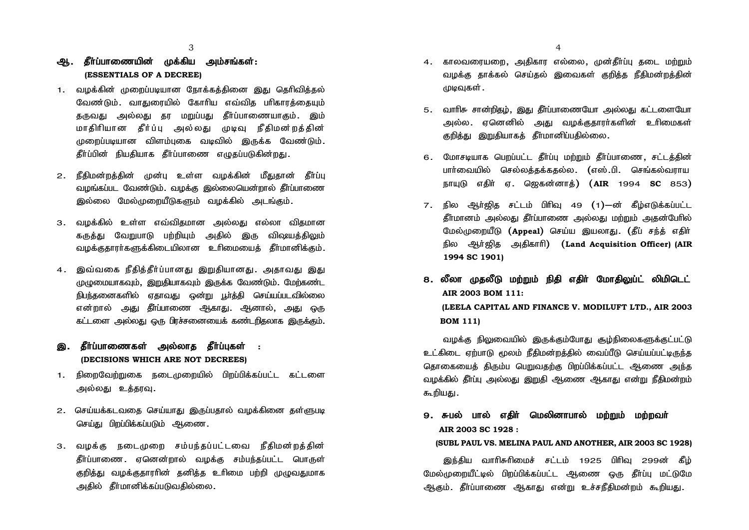## ஆ. தீர்ப்பாணையின் முக்கிய அம்சங்கள்:
**(ESSENTIALS OF A DECREE)**

1. வழக்கின் முறைப்படியான நோக்கத்தினை இது தெரிவித்தல் வேண்டும். வாதுரையில் கோரிய எவ்வித பரிகாரத்தையும் தருவது அல்லது தர மறுப்பது தீர்ப்பாணையாகும். இம் மாதிரியான தீர்ப்பு அல்லது முடிவு நீதிமன்றத்தின் முறைப்படியான விளம்புகை வடிவில் இருக்க வேண்டும். தீர்ப்பின் நியதியாக தீர்ப்பாணை எழுதப்படுகின்றது.

2. நீதிமன்றத்தின் முன்பு உள்ள வழக்கின் மீதுதான் தீர்ப்பு வழங்கப்பட வேண்டும். வழக்கு இல்லையென்றால் தீர்ப்பாணை இல்லை மேல்முறையீடுகளும் வழக்கில் அடங்கும்.

3. வழக்கில் உள்ள எவ்விதமான அல்லது எல்லா விதமான கருத்து வேறுபாடு பற்றியும் அதில் இரு விஷயத்திலும் வழக்குதாரர்களுக்கிடையிலான உரிமையைத் தீர்மானிக்கும்.

4. இவ்வகை நீதித்தீர்ப்பானது இறுதியானது. அதாவது இது முழுமையாகவும், இறுதியாகவும் இருக்க வேண்டும். மேற்கண்ட நிபந்தனைகளில் ஏதாவது ஒன்று பூர்த்தி செய்யப்படவில்லை என்றால் அது தீர்ப்பாணை ஆகாது. ஆனால், அது ஒரு கட்டளை அல்லது ஒரு பிரச்சனையைக் கண்டறிதலாக இருக்கும்.

## இ. தீர்ப்பாணைகள் அல்லாத தீர்ப்புகள் :
**(DECISIONS WHICH ARE NOT DECREES)**

1. நிறைவேற்றுகை நடைமுறையில் பிறப்பிக்கப்பட்ட கட்டளை அல்லது உத்தரவு.

2. செய்யக்கடவதை செய்யாது இருப்பதால் வழக்கினை தள்ளுபடி செய்து பிறப்பிக்கப்படும் ஆணை.

3. வழக்கு நடைமுறை சம்பந்தப்பட்டவை நீதிமன்றத்தின் தீர்ப்பாணை. ஏனென்றால் வழக்கு சம்பந்தப்பட்ட பொருள் குறித்து வழக்குதாரரின் தனித்த உரிமை பற்றி முழுவதுமாக அதில் தீர்மானிக்கப்படுவதில்லை.

4. காலவரையறை, அதிகார எல்லை, முன்தீர்ப்பு தடை மற்றும் வழக்கு தாக்கல் செய்தல் இவைகள் குறித்த நீதிமன்றத்தின் முடிவுகள்.

5. வாரிசு சான்றிதழ், இது தீர்ப்பாணையோ அல்லது கட்டளையோ அல்ல. ஏனெனில் அது வழக்குதாரர்களின் உரிமைகள் குறித்து இறுதியாகத் தீர்மானிப்பதில்லை.

6. மோசடியாக பெறப்பட்ட தீர்ப்பு மற்றும் தீர்ப்பாணை, சட்டத்தின் பார்வையில் செல்லத்தக்கதல்ல. (எஸ்.பி. செங்கல்வராய நாயுடு எதிர் ஏ. ஜெகன்னாத்) (**AIR** 1994 **SC** 853)

7. நில ஆர்ஜித சட்டம் பிரிவு 49 (1)—ன் கீழ்எடுக்கப்பட்ட தீர்மானம் அல்லது தீர்ப்பாணை அல்லது மற்றும் அதன்பேரில் மேல்முறையீடு (**Appeal**) செய்ய இயலாது. (தீப் சந்த் எதிர் நில ஆர்ஜித அதிகாரி) (**Land Acquisition Officer) (AIR 1994 SC 1901)**

### 8. லீலா முதலீடு மற்றும் நிதி எதிர் மோதிலுப்ட் லிமிடெட் AIR 2003 BOM 111:
**(LEELA CAPITAL AND FINANCE V. MODILUFT LTD., AIR 2003 BOM 111)**

வழக்கு நிலுவையில் இருக்கும்போது சூழ்நிலைகளுக்குட்பட்டு உட்கிடை ஏற்பாடு மூலம் நீதிமன்றத்தில் வைப்பீடு செய்யப்பட்டிருந்த தொகையைத் திரும்ப பெறுவதற்கு பிறப்பிக்கப்பட்ட ஆணை அந்த வழக்கில் தீர்ப்பு அல்லது இறுதி ஆணை ஆகாது என்று நீதிமன்றம் கூறியது.

### 9. சுபல் பால் எதிர் மெலினாபால் மற்றும் மற்றவர் AIR 2003 SC 1928 :
**(SUBL PAUL VS. MELINA PAUL AND ANOTHER, AIR 2003 SC 1928)**

இந்திய வாரிசுரிமைச் சட்டம் 1925 பிரிவு 299ன் கீழ் மேல்முறையீட்டில் பிறப்பிக்கப்பட்ட ஆணை ஒரு தீர்ப்பு மட்டுமே ஆகும். தீர்ப்பாணை ஆகாது என்று உச்சநீதிமன்றம் கூறியது.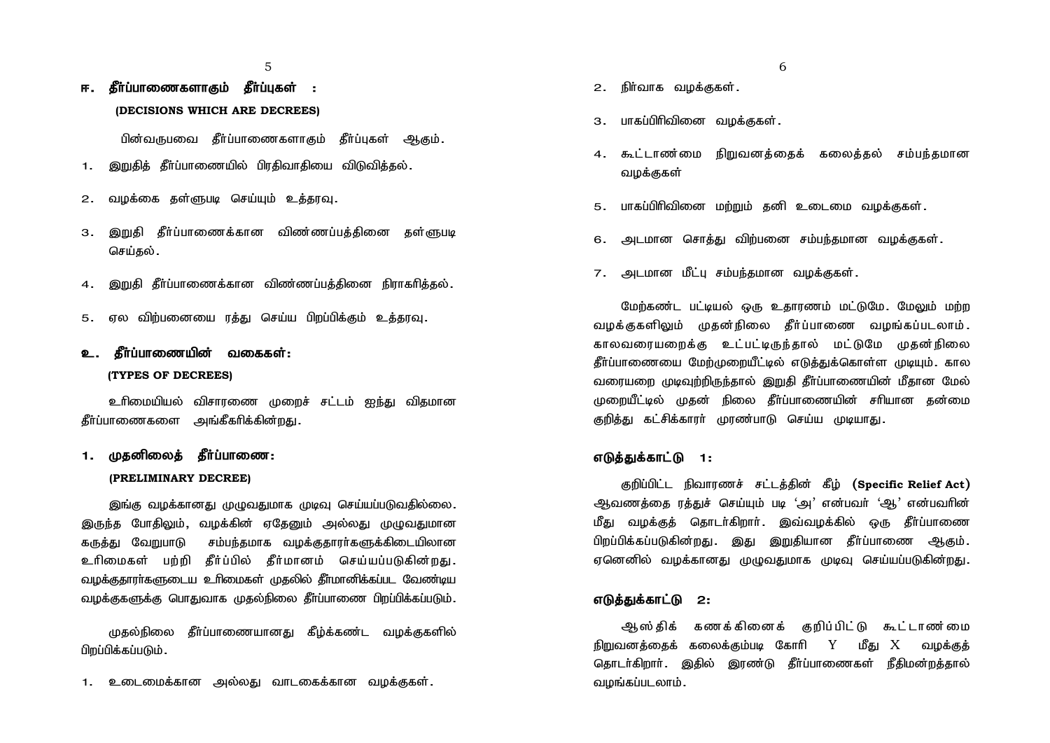## ஈ. தீர்ப்பாணைகளாகும் தீர்ப்புகள் :

**(DECISIONS WHICH ARE DECREES)**

பின்வருபவை தீர்ப்பாணைகளாகும் தீர்ப்புகள் ஆகும்.

1. இறுதித் தீர்ப்பாணையில் பிரதிவாதியை விடுவித்தல்.
2. வழக்கை தள்ளுபடி செய்யும் உத்தரவு.
3. இறுதி தீர்ப்பாணைக்கான விண்ணப்பத்தினை தள்ளுபடி செய்தல்.
4. இறுதி தீர்ப்பாணைக்கான விண்ணப்பத்தினை நிராகரித்தல்.
5. ஏல விற்பனையை ரத்து செய்ய பிறப்பிக்கும் உத்தரவு.

## உ. தீர்ப்பாணையின் வகைகள்:

**(TYPES OF DECREES)**

உரிமையியல் விசாரணை முறைச் சட்டம் ஐந்து விதமான தீர்ப்பாணைகளை அங்கீகரிக்கின்றது.

### 1. முதனிலைத் தீர்ப்பாணை:

**(PRELIMINARY DECREE)**

இங்கு வழக்கானது முழுவதுமாக முடிவு செய்யப்படுவதில்லை. இருந்த போதிலும், வழக்கின் ஏதேனும் அல்லது முழுவதுமான கருத்து வேறுபாடு சம்பந்தமாக வழக்குதாரர்களுக்கிடையிலான உரிமைகள் பற்றி தீர்ப்பில் தீர்மானம் செய்யப்படுகின்றது. வழக்குதாரர்களுடைய உரிமைகள் முதலில் தீர்மானிக்கப்பட வேண்டிய வழக்குகளுக்கு பொதுவாக முதல்நிலை தீர்ப்பாணை பிறப்பிக்கப்படும்.

முதல்நிலை தீர்ப்பாணையானது கீழ்க்கண்ட வழக்குகளில் பிறப்பிக்கப்படும்.

1. உடைமைக்கான அல்லது வாடகைக்கான வழக்குகள்.
2. நிர்வாக வழக்குகள்.
3. பாகப்பிரிவினை வழக்குகள்.
4. கூட்டாண்மை நிறுவனத்தைக் கலைத்தல் சம்பந்தமான வழக்குகள்
5. பாகப்பிரிவினை மற்றும் தனி உடைமை வழக்குகள்.
6. அடமான சொத்து விற்பனை சம்பந்தமான வழக்குகள்.
7. அடமான மீட்பு சம்பந்தமான வழக்குகள்.

மேற்கண்ட பட்டியல் ஒரு உதாரணம் மட்டுமே. மேலும் மற்ற வழக்குகளிலும் முதன்நிலை தீர்ப்பாணை வழங்கப்படலாம். காலவரையறைக்கு உட்பட்டிருந்தால் மட்டுமே முதன்நிலை தீர்ப்பாணையை மேற்முறையீட்டில் எடுத்துக்கொள்ள முடியும். கால வரையறை முடிவுற்றிருந்தால் இறுதி தீர்ப்பாணையின் மீதான மேல் முறையீட்டில் முதன் நிலை தீர்ப்பாணையின் சரியான தன்மை குறித்து கட்சிக்காரர் முரண்பாடு செய்ய முடியாது.

#### எடுத்துக்காட்டு 1:

குறிப்பிட்ட நிவாரணச் சட்டத்தின் கீழ் **(Specific Relief Act)** ஆவணத்தை ரத்துச் செய்யும் படி 'அ' என்பவர் 'ஆ' என்பவரின் மீது வழக்குத் தொடர்கிறார். இவ்வழக்கில் ஒரு தீர்ப்பாணை பிறப்பிக்கப்படுகின்றது. இது இறுதியான தீர்ப்பாணை ஆகும். ஏனெனில் வழக்கானது முழுவதுமாக முடிவு செய்யப்படுகின்றது.

#### எடுத்துக்காட்டு 2:

ஆஸ்திக் கணக்கினைக் குறிப்பிட்டு கூட்டாண்மை நிறுவனத்தைக் கலைக்கும்படி கோரி Y மீது X வழக்குத் தொடர்கிறார். இதில் இரண்டு தீர்ப்பாணைகள் நீதிமன்றத்தால் வழங்கப்படலாம்.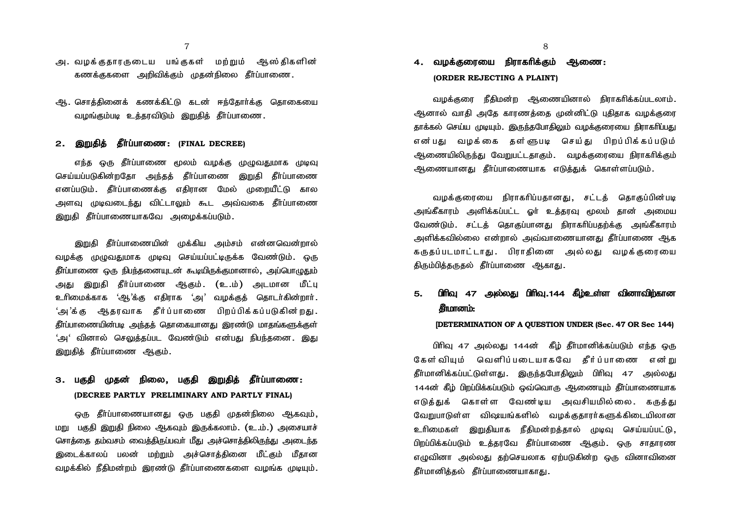அ. வழக்குதாரருடைய பங்குகள் மற்றும் ஆஸ்திகளின் கணக்குகளை அறிவிக்கும் முதன்நிலை தீர்ப்பாணை.

ஆ. சொத்தினைக் கணக்கிட்டு கடன் ஈந்தோர்க்கு தொகையை வழங்கும்படி உத்தரவிடும் இறுதித் தீர்ப்பாணை.

## 2. இறுதித் தீர்ப்பாணை: (FINAL DECREE)

எந்த ஒரு தீர்ப்பாணை மூலம் வழக்கு முழுவதுமாக முடிவு செய்யப்படுகின்றதோ அந்தத் தீர்ப்பாணை இறுதி தீர்ப்பாணை எனப்படும். தீர்ப்பாணைக்கு எதிரான மேல் முறையீட்டு கால அளவு முடிவடைந்து விட்டாலும் கூட அவ்வகை தீர்ப்பாணை இறுதி தீர்ப்பாணையாகவே அழைக்கப்படும்.

இறுதி தீர்ப்பாணையின் முக்கிய அம்சம் என்னவென்றால் வழக்கு முழுவதுமாக முடிவு செய்யப்பட்டிருக்க வேண்டும். ஒரு தீர்ப்பாணை ஒரு நிபந்தனையுடன் கூடியிருக்குமானால், அப்பொழுதும் அது இறுதி தீர்ப்பாணை ஆகும். (உ.ம்) அடமான மீட்பு உரிமைக்காக 'ஆ'க்கு எதிராக 'அ' வழக்குத் தொடர்கின்றார். 'அ'க்கு ஆதரவாக தீர்ப்பாணை பிறப்பிக்கப்படுகின்றது. தீர்ப்பாணையின்படி அந்தத் தொகையானது இரண்டு மாதங்களுக்குள் 'அ' வினால் செலுத்தப்பட வேண்டும் என்பது நிபந்தனை. இது இறுதித் தீர்ப்பாணை ஆகும்.

## 3. பகுதி முதன் நிலை, பகுதி இறுதித் தீர்ப்பாணை: (DECREE PARTLY PRELIMINARY AND PARTLY FINAL)

ஒரு தீர்ப்பாணையானது ஒரு பகுதி முதன்நிலை ஆகவும், மறு பகுதி இறுதி நிலை ஆகவும் இருக்கலாம். (உ.ம்.) அசையாச் சொத்தை தம்வசம் வைத்திருப்பவர் மீது அச்சொத்திலிருந்து அடைந்த இடைக்காலப் பலன் மற்றும் அச்சொத்தினை மீட்கும் மீதான வழக்கில் நீதிமன்றம் இரண்டு தீர்ப்பாணைகளை வழங்க முடியும்.

## 4. வழக்குரையை நிராகரிக்கும் ஆணை: (ORDER REJECTING A PLAINT)

வழக்குரை நீதிமன்ற ஆணையினால் நிராகரிக்கப்படலாம். ஆனால் வாதி அதே காரணத்தை முன்னிட்டு புதிதாக வழக்குரை தாக்கல் செய்ய முடியும். இருந்தபோதிலும் வழக்குரையை நிராகரிப்பது என்பது வழக்கை தள்ளுபடி செய்து பிறப்பிக்கப்படும் ஆணையிலிருந்து வேறுபட்டதாகும். வழக்குரையை நிராகரிக்கும் ஆணையானது தீர்ப்பாணையாக எடுத்துக் கொள்ளப்படும்.

வழக்குரையை நிராகரிப்பதானது, சட்டத் தொகுப்பின்படி அங்கீகாரம் அளிக்கப்பட்ட ஓர் உத்தரவு மூலம் தான் அமைய வேண்டும். சட்டத் தொகுப்பானது நிராகரிப்பதற்கு அங்கீகாரம் அளிக்கவில்லை என்றால் அவ்வாணையானது தீர்ப்பாணை ஆக கருதப்படமாட்டாது. பிராதினை அல்லது வழக்குரையை திரும்பித்தருதல் தீர்ப்பாணை ஆகாது.

## 5. பிரிவு 47 அல்லது பிரிவு.144 கீழ்உள்ள வினாவிற்கான தீர்மானம்:

**[DETERMINATION OF A QUESTION UNDER (Sec. 47 OR Sec 144)**

பிரிவு 47 அல்லது 144ன் கீழ் தீர்மானிக்கப்படும் எந்த ஒரு கேள்வியும் வெளிப்படையாகவே தீர்ப்பாணை என்று தீர்மானிக்கப்பட்டுள்ளது. இருந்தபோதிலும் பிரிவு 47 அல்லது 144ன் கீழ் பிறப்பிக்கப்படும் ஒவ்வொரு ஆணையும் தீர்ப்பாணையாக எடுத்துக் கொள்ள வேண்டிய அவசியமில்லை. கருத்து வேறுபாடுள்ள விஷயங்களில் வழக்குதாரர்களுக்கிடையிலான உரிமைகள் இறுதியாக நீதிமன்றத்தால் முடிவு செய்யப்பட்டு, பிறப்பிக்கப்படும் உத்தரவே தீர்ப்பாணை ஆகும். ஒரு சாதாரண எழுவினா அல்லது தற்செயலாக ஏற்படுகின்ற ஒரு வினாவினை தீர்மானித்தல் தீர்ப்பாணையாகாது.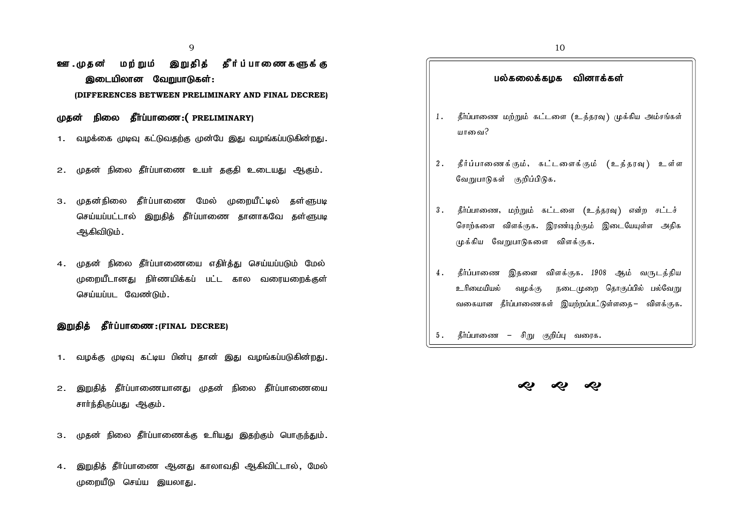## ஊ.முதன் மற்றும் இறுதித் தீர்ப்பாணைகளுக்கு இடையிலான வேறுபாடுகள்:

**(DIFFERENCES BETWEEN PRELIMINARY AND FINAL DECREE)**

### முதன் நிலை தீர்ப்பாணை:( PRELIMINARY)

1. வழக்கை முடிவு கட்டுவதற்கு முன்பே இது வழங்கப்படுகின்றது.
2. முதன் நிலை தீர்ப்பாணை உயர் தகுதி உடையது ஆகும்.
3. முதன்நிலை தீர்ப்பாணை மேல் முறையீட்டில் தள்ளுபடி செய்யப்பட்டால் இறுதித் தீர்ப்பாணை தானாகவே தள்ளுபடி ஆகிவிடும்.
4. முதன் நிலை தீர்ப்பாணையை எதிர்த்து செய்யப்படும் மேல் முறையீடானது நிர்ணயிக்கப் பட்ட கால வரையறைக்குள் செய்யப்பட வேண்டும்.

### இறுதித் தீர்ப்பாணை:(FINAL DECREE)

1. வழக்கு முடிவு கட்டிய பின்பு தான் இது வழங்கப்படுகின்றது.
2. இறுதித் தீர்ப்பாணையானது முதன் நிலை தீர்ப்பாணையை சார்ந்திருப்பது ஆகும்.
3. முதன் நிலை தீர்ப்பாணைக்கு உரியது இதற்கும் பொருந்தும்.
4. இறுதித் தீர்ப்பாணை ஆனது காலாவதி ஆகிவிட்டால், மேல் முறையீடு செய்ய இயலாது.

## பல்கலைக்கழக வினாக்கள்

1. தீர்ப்பாணை மற்றும் கட்டளை (உத்தரவு) முக்கிய அம்சங்கள் யாவை?
2. தீர்ப்பாணைக்கும், கட்டளைக்கும் (உத்தரவு) உள்ள வேறுபாடுகள் குறிப்பிடுக.
3. தீர்ப்பாணை, மற்றும் கட்டளை (உத்தரவு) என்ற சட்டச் சொற்களை விளக்குக. இரண்டிற்கும் இடையேயுள்ள அதிக முக்கிய வேறுபாடுகளை விளக்குக.
4. தீர்ப்பாணை இதனை விளக்குக. 1908 ஆம் வருடத்திய உரிமையியல் வழக்கு நடைமுறை தொகுப்பில் பல்வேறு வகையான தீர்ப்பாணைகள் இயற்றப்பட்டுள்ளதை– விளக்குக.
5. தீர்ப்பாணை – சிறு குறிப்பு வரைக.